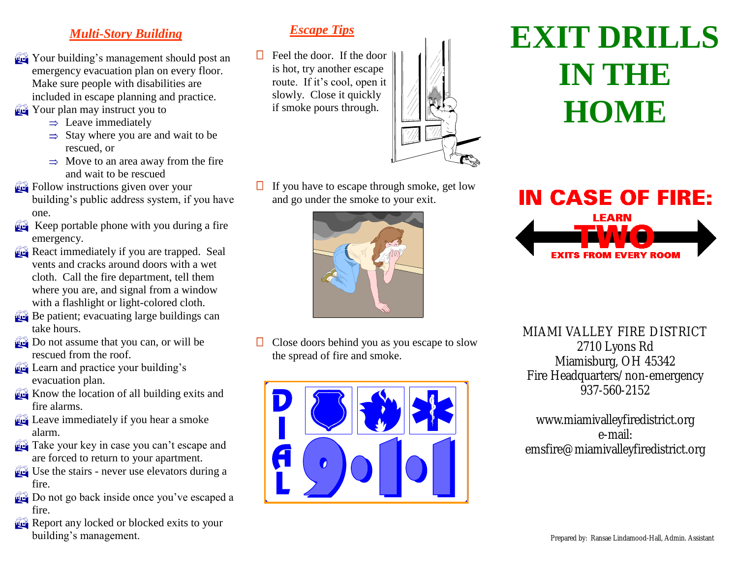## *Multi-Story Building*

- Your building's management should post an emergency evacuation plan on every floor. Make sure people with disabilities are included in escape planning and practice.
- Your plan may instruct you to
  - ⇒ Leave immediately
  - ⇒ Stay where you are and wait to be rescued, or
  - ⇒ Move to an area away from the fire and wait to be rescued
- Follow instructions given over your building's public address system, if you have one.
- Keep portable phone with you during a fire emergency.
- React immediately if you are trapped. Seal vents and cracks around doors with a wet cloth. Call the fire department, tell them where you are, and signal from a window with a flashlight or light-colored cloth.
- Be patient; evacuating large buildings can take hours.
- Do not assume that you can, or will be rescued from the roof.
- Learn and practice your building's evacuation plan.
- Know the location of all building exits and fire alarms.
- Leave immediately if you hear a smoke alarm.
- Take your key in case you can't escape and are forced to return to your apartment.
- Use the stairs - never use elevators during a fire.
- Do not go back inside once you've escaped a fire.
- Report any locked or blocked exits to your building's management.

## *Escape Tips*

- Feel the door. If the door is hot, try another escape route. If it's cool, open it slowly. Close it quickly if smoke pours through.
- If you have to escape through smoke, get low and go under the smoke to your exit.
- Close doors behind you as you escape to slow the spread of fire and smoke.

DIAL 9·1·1

# EXIT DRILLS IN THE HOME

**IN CASE OF FIRE:**

**LEARN TWO EXITS FROM EVERY ROOM**

MIAMI VALLEY FIRE DISTRICT
2710 Lyons Rd
Miamisburg, OH 45342
Fire Headquarters/non-emergency
937-560-2152

www.miamivalleyfiredistrict.org
e-mail:
emsfire@miamivalleyfiredistrict.org

Prepared by: Ransae Lindamood-Hall, Admin. Assistant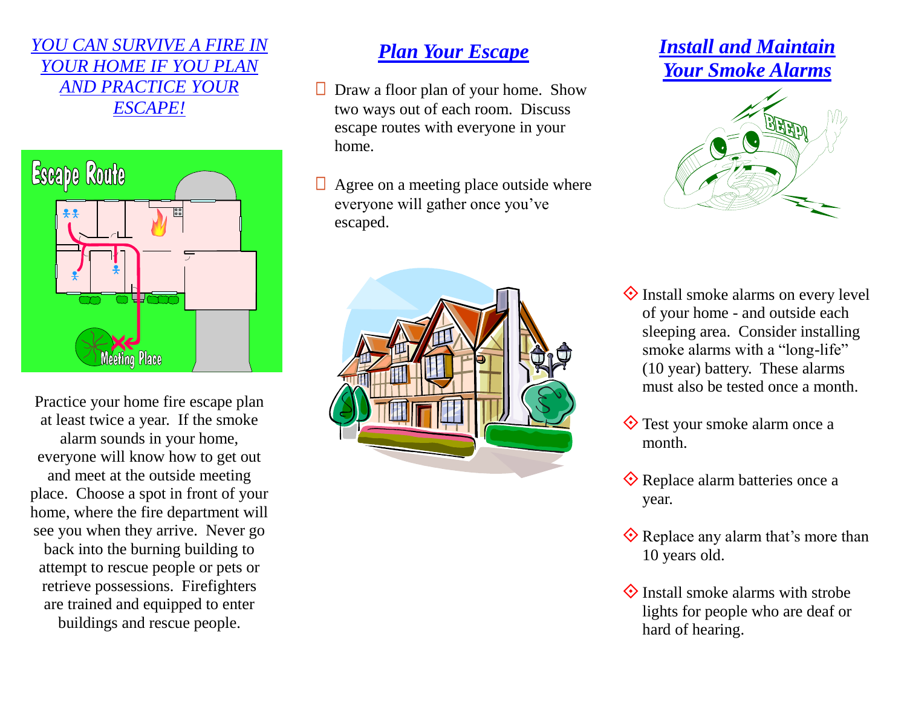## *YOU CAN SURVIVE A FIRE IN YOUR HOME IF YOU PLAN AND PRACTICE YOUR ESCAPE!*

Practice your home fire escape plan at least twice a year. If the smoke alarm sounds in your home, everyone will know how to get out and meet at the outside meeting place. Choose a spot in front of your home, where the fire department will see you when they arrive. Never go back into the burning building to attempt to rescue people or pets or retrieve possessions. Firefighters are trained and equipped to enter buildings and rescue people.

## ***Plan Your Escape***

- Draw a floor plan of your home. Show two ways out of each room. Discuss escape routes with everyone in your home.
- Agree on a meeting place outside where everyone will gather once you've escaped.

## ***Install and Maintain Your Smoke Alarms***

- Install smoke alarms on every level of your home - and outside each sleeping area. Consider installing smoke alarms with a "long-life" (10 year) battery. These alarms must also be tested once a month.
- Test your smoke alarm once a month.
- Replace alarm batteries once a year.
- Replace any alarm that's more than 10 years old.
- Install smoke alarms with strobe lights for people who are deaf or hard of hearing.